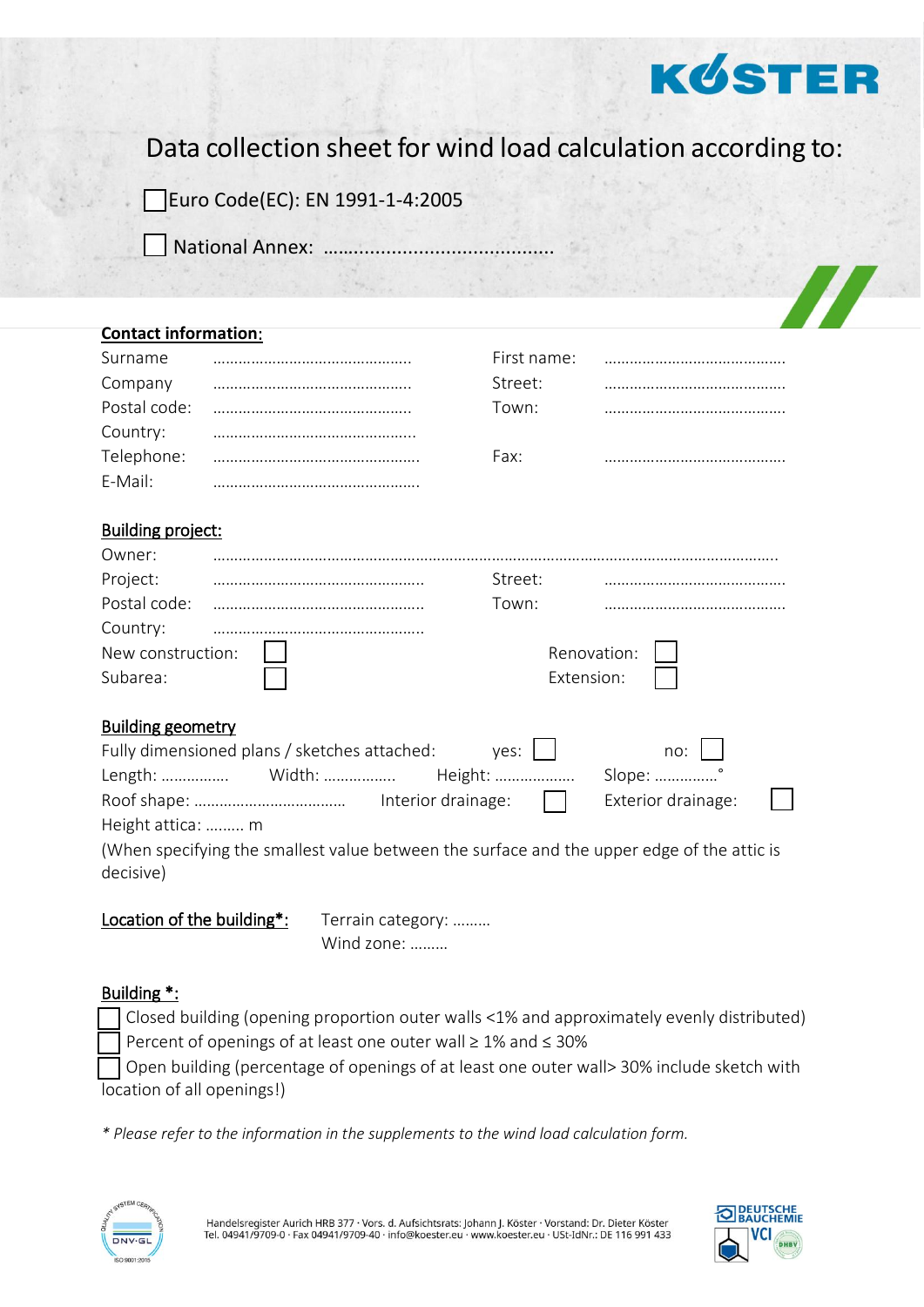KÖSTER

# Data collection sheet for wind load calculation according to:

☐ Euro Code(EC): EN 1991-1-4:2005

☐ National Annex: ……………………………………

## Contact information:

| | | | |
|---|---|---|---|
| Surname | ………………………………………. | First name: | …………………………………… |
| Company | ………………………………………. | Street: | …………………………………… |
| Postal code: | ………………………………………. | Town: | …………………………………… |
| Country: | ………………………………………. | | |
| Telephone: | ………………………………………. | Fax: | …………………………………… |
| E-Mail: | ………………………………………. | | |

## Building project:

Owner: ……………………………………………………………………………………………………

| | | | |
|---|---|---|---|
| Project: | ………………………………………. | Street: | …………………………………… |
| Postal code: | ………………………………………. | Town: | …………………………………… |
| Country: | ………………………………………. | | |
| New construction: | ☐ | Renovation: | ☐ |
| Subarea: | ☐ | Extension: | ☐ |

## Building geometry

Fully dimensioned plans / sketches attached: yes: ☐ no: ☐

Length: ……………. Width: ……………. Height: ………………. Slope: ……………°

Roof shape: ……………………………… Interior drainage: ☐ Exterior drainage: ☐

Height attica: ……… m

(When specifying the smallest value between the surface and the upper edge of the attic is decisive)

## Location of the building*:

Terrain category: ………

Wind zone: ………

## Building *:

☐ Closed building (opening proportion outer walls <1% and approximately evenly distributed)

☐ Percent of openings of at least one outer wall ≥ 1% and ≤ 30%

☐ Open building (percentage of openings of at least one outer wall> 30% include sketch with location of all openings!)

*\* Please refer to the information in the supplements to the wind load calculation form.*

Handelsregister Aurich HRB 377 · Vors. d. Aufsichtsrats: Johann J. Köster · Vorstand: Dr. Dieter Köster
Tel. 04941/9709-0 · Fax 04941/9709-40 · info@koester.eu · www.koester.eu · USt-IdNr.: DE 116 991 433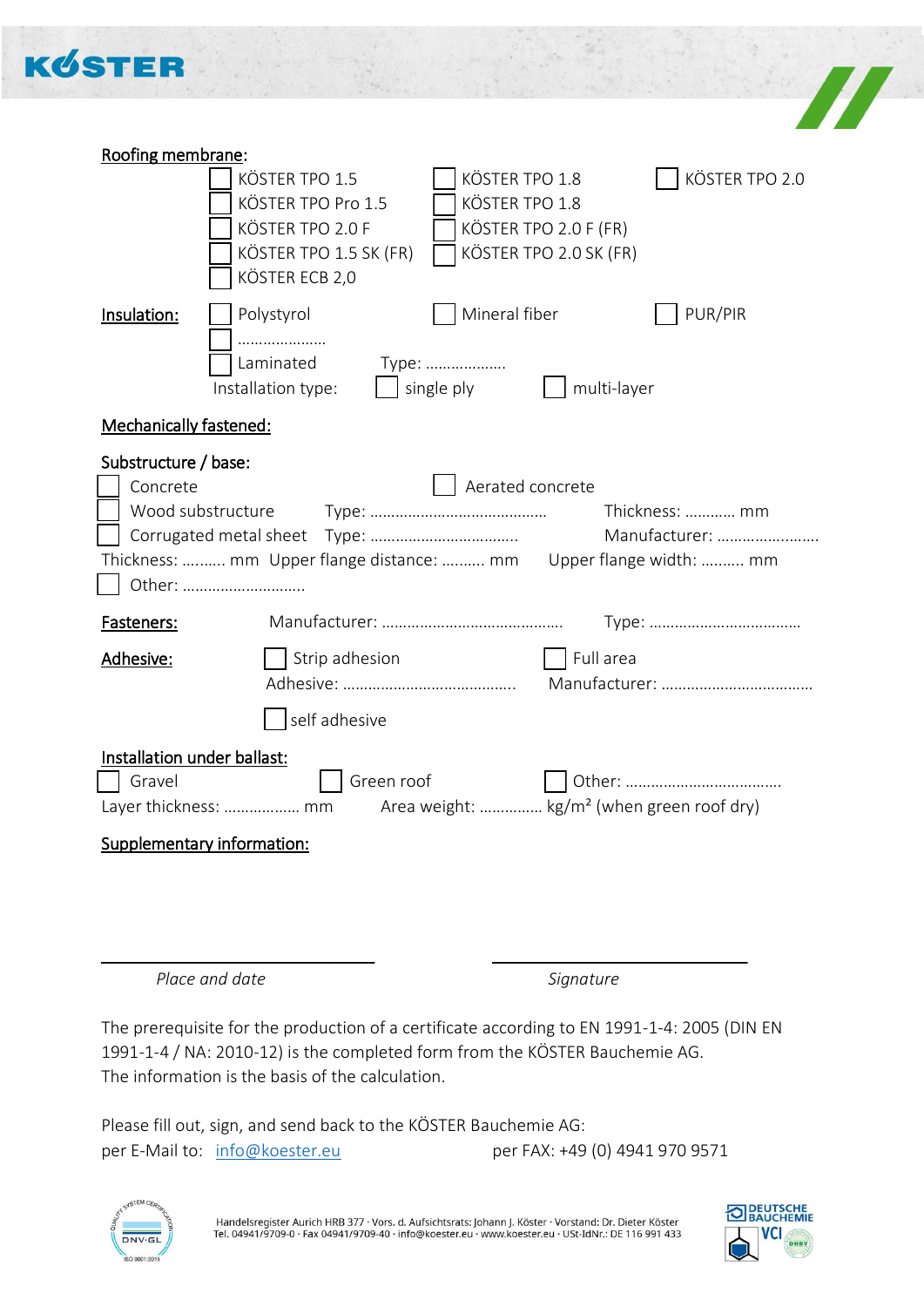**Roofing membrane:**

- ☐ KÖSTER TPO 1.5
- ☐ KÖSTER TPO Pro 1.5
- ☐ KÖSTER TPO 2.0 F
- ☐ KÖSTER TPO 1.5 SK (FR)
- ☐ KÖSTER ECB 2,0
- ☐ KÖSTER TPO 1.8
- ☐ KÖSTER TPO 1.8
- ☐ KÖSTER TPO 2.0 F (FR)
- ☐ KÖSTER TPO 2.0 SK (FR)
- ☐ KÖSTER TPO 2.0

**Insulation:**

☐ Polystyrol ☐ Mineral fiber ☐ PUR/PIR

☐ ………………

☐ Laminated Type: ………………

Installation type: ☐ single ply ☐ multi-layer

**Mechanically fastened:**

**Substructure / base:**

☐ Concrete ☐ Aerated concrete

☐ Wood substructure Type: …………………………………… Thickness: ………… mm

☐ Corrugated metal sheet Type: ……………………………… Manufacturer: ……………………

Thickness: ………. mm Upper flange distance: ………. mm Upper flange width: ………. mm

☐ Other: ……………………….

**Fasteners:** Manufacturer: …………………………………… Type: ………………………………

**Adhesive:** ☐ Strip adhesion ☐ Full area

Adhesive: …………………………………. Manufacturer: ………………………………

☐ self adhesive

**Installation under ballast:**

☐ Gravel ☐ Green roof ☐ Other: ………………………………

Layer thickness: …………….. mm Area weight: …………… kg/m² (when green roof dry)

**Supplementary information:**

\_\_\_\_\_\_\_\_\_\_\_\_\_\_\_\_\_\_\_\_\_\_\_\_\_\_ \_\_\_\_\_\_\_\_\_\_\_\_\_\_\_\_\_\_\_\_\_\_\_\_\_\_

*Place and date* *Signature*

The prerequisite for the production of a certificate according to EN 1991-1-4: 2005 (DIN EN 1991-1-4 / NA: 2010-12) is the completed form from the KÖSTER Bauchemie AG.
The information is the basis of the calculation.

Please fill out, sign, and send back to the KÖSTER Bauchemie AG:
per E-Mail to: info@koester.eu per FAX: +49 (0) 4941 970 9571

Handelsregister Aurich HRB 377 · Vors. d. Aufsichtsrats: Johann J. Köster · Vorstand: Dr. Dieter Köster
Tel. 04941/9709-0 · Fax 04941/9709-40 · info@koester.eu · www.koester.eu · USt-IdNr.: DE 116 991 433